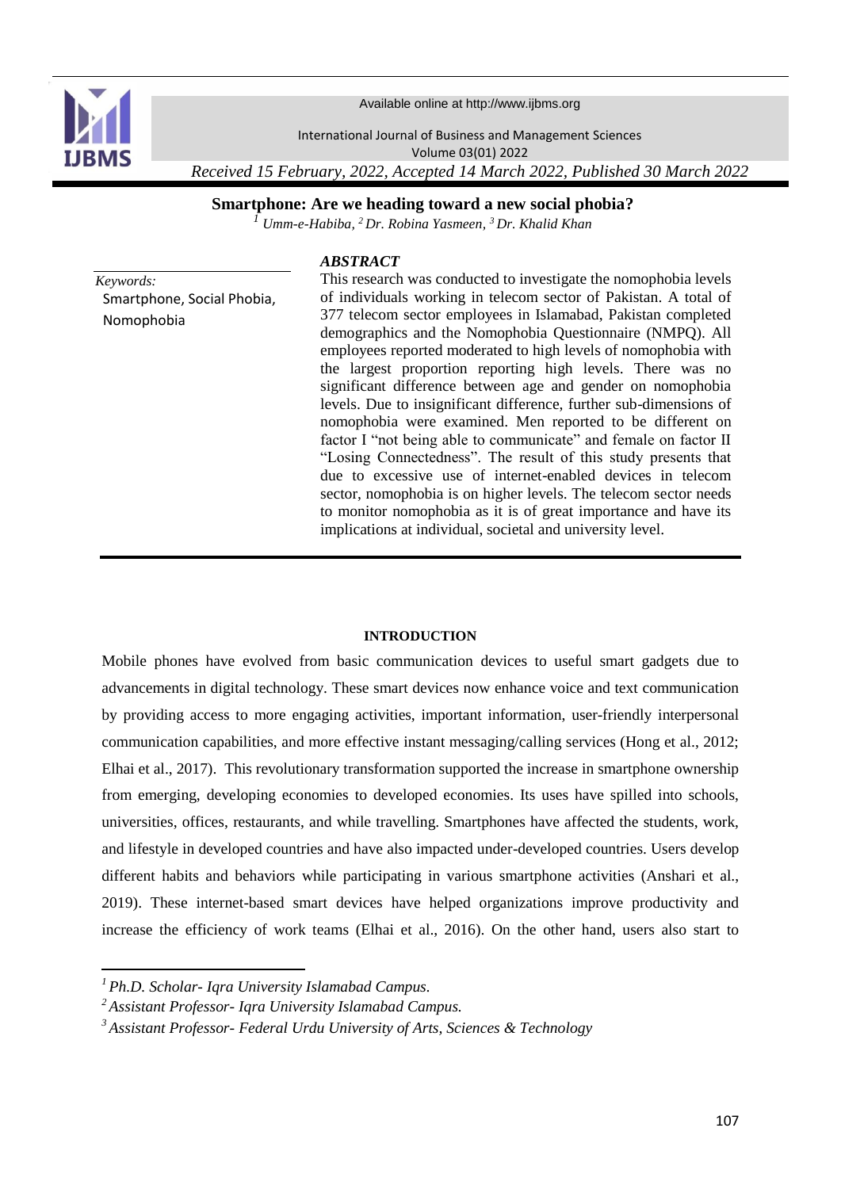Received 15 February, 2022, Accepted 14 March 2022, Published 30 March 2022

# Smartphone: Are we heading toward a new social phobia?

[1] Umm-e-Habiba, [2] Dr. Robina Yasmeen, [3] Dr. Khalid Khan

*Keywords:*
Smartphone, Social Phobia, Nomophobia

## *ABSTRACT*

This research was conducted to investigate the nomophobia levels of individuals working in telecom sector of Pakistan. A total of 377 telecom sector employees in Islamabad, Pakistan completed demographics and the Nomophobia Questionnaire (NMPQ). All employees reported moderated to high levels of nomophobia with the largest proportion reporting high levels. There was no significant difference between age and gender on nomophobia levels. Due to insignificant difference, further sub-dimensions of nomophobia were examined. Men reported to be different on factor I "not being able to communicate" and female on factor II "Losing Connectedness". The result of this study presents that due to excessive use of internet-enabled devices in telecom sector, nomophobia is on higher levels. The telecom sector needs to monitor nomophobia as it is of great importance and have its implications at individual, societal and university level.

## INTRODUCTION

Mobile phones have evolved from basic communication devices to useful smart gadgets due to advancements in digital technology. These smart devices now enhance voice and text communication by providing access to more engaging activities, important information, user-friendly interpersonal communication capabilities, and more effective instant messaging/calling services (Hong et al., 2012; Elhai et al., 2017). This revolutionary transformation supported the increase in smartphone ownership from emerging, developing economies to developed economies. Its uses have spilled into schools, universities, offices, restaurants, and while travelling. Smartphones have affected the students, work, and lifestyle in developed countries and have also impacted under-developed countries. Users develop different habits and behaviors while participating in various smartphone activities (Anshari et al., 2019). These internet-based smart devices have helped organizations improve productivity and increase the efficiency of work teams (Elhai et al., 2016). On the other hand, users also start to

---

[1] *Ph.D. Scholar- Iqra University Islamabad Campus.*

[2] *Assistant Professor- Iqra University Islamabad Campus.*

[3] *Assistant Professor- Federal Urdu University of Arts, Sciences & Technology*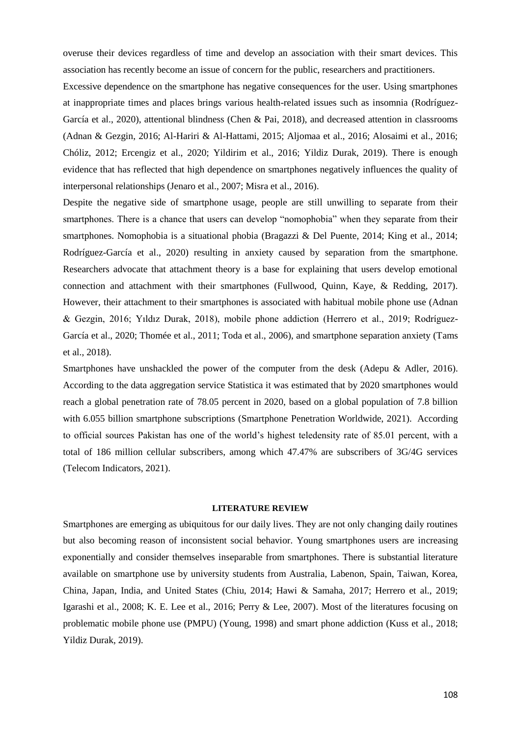overuse their devices regardless of time and develop an association with their smart devices. This association has recently become an issue of concern for the public, researchers and practitioners.

Excessive dependence on the smartphone has negative consequences for the user. Using smartphones at inappropriate times and places brings various health-related issues such as insomnia (Rodríguez-García et al., 2020), attentional blindness (Chen & Pai, 2018), and decreased attention in classrooms (Adnan & Gezgin, 2016; Al-Hariri & Al-Hattami, 2015; Aljomaa et al., 2016; Alosaimi et al., 2016; Chóliz, 2012; Ercengiz et al., 2020; Yildirim et al., 2016; Yildiz Durak, 2019). There is enough evidence that has reflected that high dependence on smartphones negatively influences the quality of interpersonal relationships (Jenaro et al., 2007; Misra et al., 2016).

Despite the negative side of smartphone usage, people are still unwilling to separate from their smartphones. There is a chance that users can develop "nomophobia" when they separate from their smartphones. Nomophobia is a situational phobia (Bragazzi & Del Puente, 2014; King et al., 2014; Rodríguez-García et al., 2020) resulting in anxiety caused by separation from the smartphone. Researchers advocate that attachment theory is a base for explaining that users develop emotional connection and attachment with their smartphones (Fullwood, Quinn, Kaye, & Redding, 2017). However, their attachment to their smartphones is associated with habitual mobile phone use (Adnan & Gezgin, 2016; Yıldız Durak, 2018), mobile phone addiction (Herrero et al., 2019; Rodríguez-García et al., 2020; Thomée et al., 2011; Toda et al., 2006), and smartphone separation anxiety (Tams et al., 2018).

Smartphones have unshackled the power of the computer from the desk (Adepu & Adler, 2016). According to the data aggregation service Statistica it was estimated that by 2020 smartphones would reach a global penetration rate of 78.05 percent in 2020, based on a global population of 7.8 billion with 6.055 billion smartphone subscriptions (Smartphone Penetration Worldwide, 2021). According to official sources Pakistan has one of the world's highest teledensity rate of 85.01 percent, with a total of 186 million cellular subscribers, among which 47.47% are subscribers of 3G/4G services (Telecom Indicators, 2021).

## LITERATURE REVIEW

Smartphones are emerging as ubiquitous for our daily lives. They are not only changing daily routines but also becoming reason of inconsistent social behavior. Young smartphones users are increasing exponentially and consider themselves inseparable from smartphones. There is substantial literature available on smartphone use by university students from Australia, Labenon, Spain, Taiwan, Korea, China, Japan, India, and United States (Chiu, 2014; Hawi & Samaha, 2017; Herrero et al., 2019; Igarashi et al., 2008; K. E. Lee et al., 2016; Perry & Lee, 2007). Most of the literatures focusing on problematic mobile phone use (PMPU) (Young, 1998) and smart phone addiction (Kuss et al., 2018; Yildiz Durak, 2019).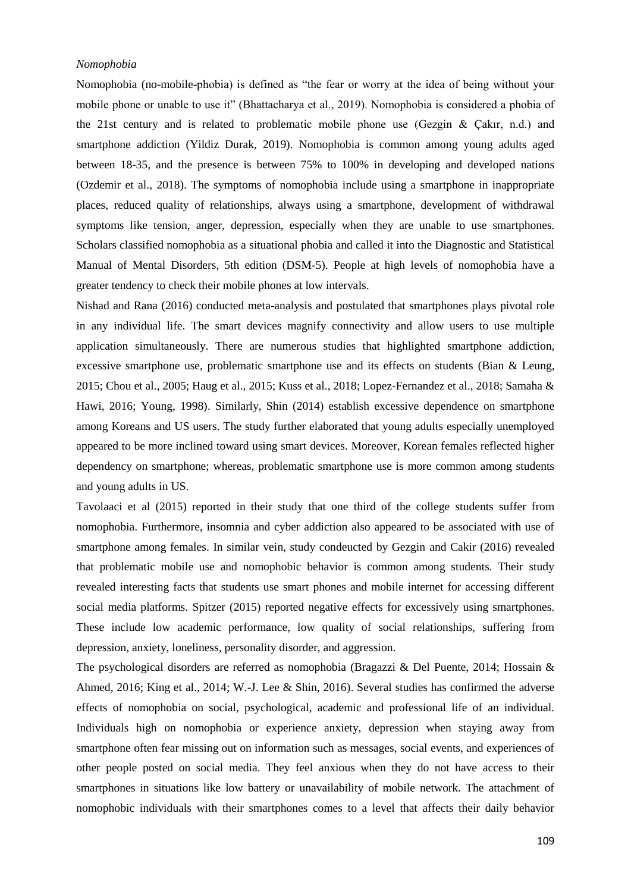*Nomophobia*

Nomophobia (no-mobile-phobia) is defined as "the fear or worry at the idea of being without your mobile phone or unable to use it" (Bhattacharya et al., 2019). Nomophobia is considered a phobia of the 21st century and is related to problematic mobile phone use (Gezgin & Çakır, n.d.) and smartphone addiction (Yildiz Durak, 2019). Nomophobia is common among young adults aged between 18-35, and the presence is between 75% to 100% in developing and developed nations (Ozdemir et al., 2018). The symptoms of nomophobia include using a smartphone in inappropriate places, reduced quality of relationships, always using a smartphone, development of withdrawal symptoms like tension, anger, depression, especially when they are unable to use smartphones. Scholars classified nomophobia as a situational phobia and called it into the Diagnostic and Statistical Manual of Mental Disorders, 5th edition (DSM-5). People at high levels of nomophobia have a greater tendency to check their mobile phones at low intervals.

Nishad and Rana (2016) conducted meta-analysis and postulated that smartphones plays pivotal role in any individual life. The smart devices magnify connectivity and allow users to use multiple application simultaneously. There are numerous studies that highlighted smartphone addiction, excessive smartphone use, problematic smartphone use and its effects on students (Bian & Leung, 2015; Chou et al., 2005; Haug et al., 2015; Kuss et al., 2018; Lopez-Fernandez et al., 2018; Samaha & Hawi, 2016; Young, 1998). Similarly, Shin (2014) establish excessive dependence on smartphone among Koreans and US users. The study further elaborated that young adults especially unemployed appeared to be more inclined toward using smart devices. Moreover, Korean females reflected higher dependency on smartphone; whereas, problematic smartphone use is more common among students and young adults in US.

Tavolaaci et al (2015) reported in their study that one third of the college students suffer from nomophobia. Furthermore, insomnia and cyber addiction also appeared to be associated with use of smartphone among females. In similar vein, study condeucted by Gezgin and Cakir (2016) revealed that problematic mobile use and nomophobic behavior is common among students. Their study revealed interesting facts that students use smart phones and mobile internet for accessing different social media platforms. Spitzer (2015) reported negative effects for excessively using smartphones. These include low academic performance, low quality of social relationships, suffering from depression, anxiety, loneliness, personality disorder, and aggression.

The psychological disorders are referred as nomophobia (Bragazzi & Del Puente, 2014; Hossain & Ahmed, 2016; King et al., 2014; W.-J. Lee & Shin, 2016). Several studies has confirmed the adverse effects of nomophobia on social, psychological, academic and professional life of an individual. Individuals high on nomophobia or experience anxiety, depression when staying away from smartphone often fear missing out on information such as messages, social events, and experiences of other people posted on social media. They feel anxious when they do not have access to their smartphones in situations like low battery or unavailability of mobile network. The attachment of nomophobic individuals with their smartphones comes to a level that affects their daily behavior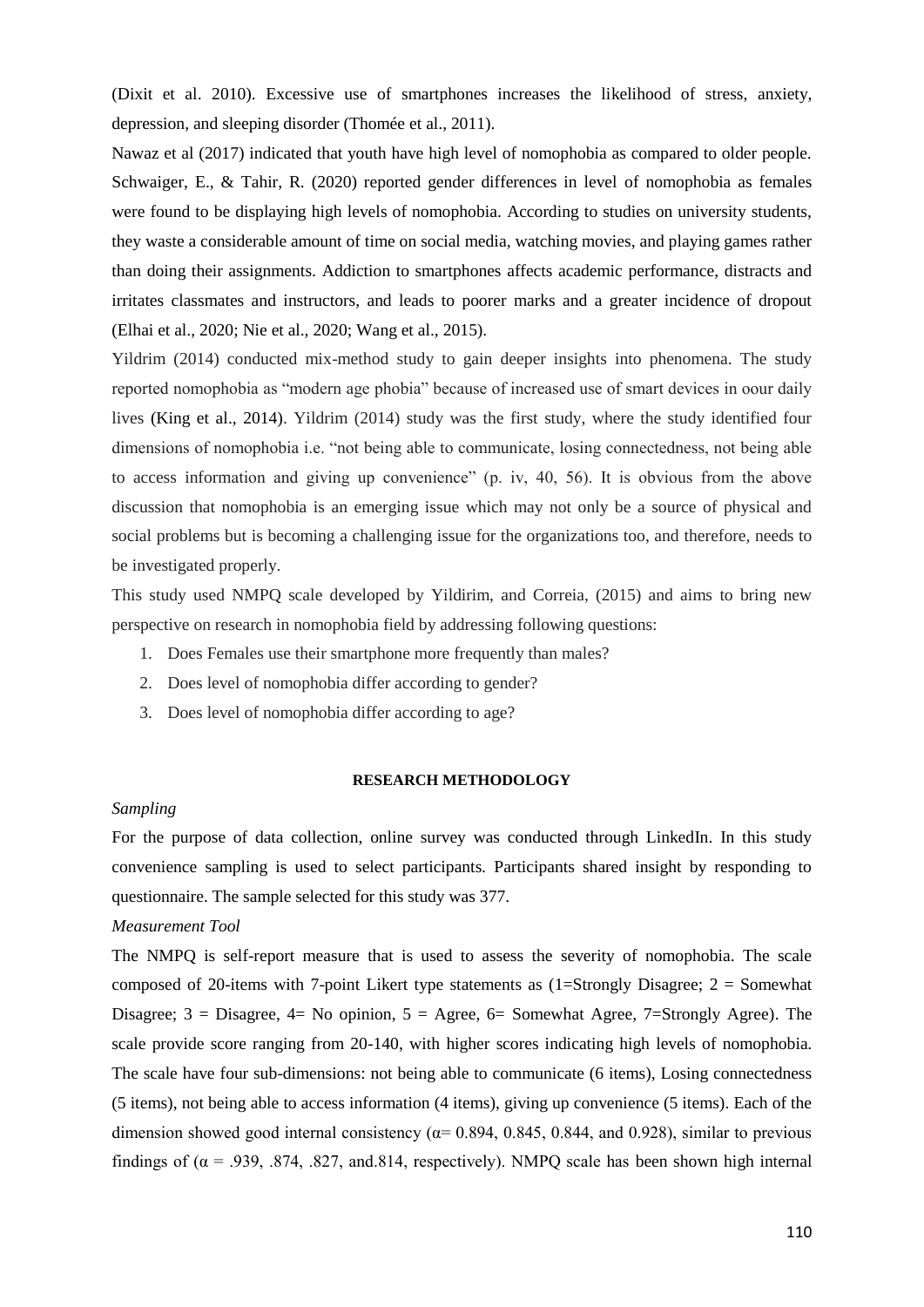(Dixit et al. 2010). Excessive use of smartphones increases the likelihood of stress, anxiety, depression, and sleeping disorder (Thomée et al., 2011).

Nawaz et al (2017) indicated that youth have high level of nomophobia as compared to older people. Schwaiger, E., & Tahir, R. (2020) reported gender differences in level of nomophobia as females were found to be displaying high levels of nomophobia. According to studies on university students, they waste a considerable amount of time on social media, watching movies, and playing games rather than doing their assignments. Addiction to smartphones affects academic performance, distracts and irritates classmates and instructors, and leads to poorer marks and a greater incidence of dropout (Elhai et al., 2020; Nie et al., 2020; Wang et al., 2015).

Yildrim (2014) conducted mix-method study to gain deeper insights into phenomena. The study reported nomophobia as "modern age phobia" because of increased use of smart devices in oour daily lives (King et al., 2014). Yildrim (2014) study was the first study, where the study identified four dimensions of nomophobia i.e. "not being able to communicate, losing connectedness, not being able to access information and giving up convenience" (p. iv, 40, 56). It is obvious from the above discussion that nomophobia is an emerging issue which may not only be a source of physical and social problems but is becoming a challenging issue for the organizations too, and therefore, needs to be investigated properly.

This study used NMPQ scale developed by Yildirim, and Correia, (2015) and aims to bring new perspective on research in nomophobia field by addressing following questions:

1. Does Females use their smartphone more frequently than males?
2. Does level of nomophobia differ according to gender?
3. Does level of nomophobia differ according to age?

## RESEARCH METHODOLOGY

*Sampling*

For the purpose of data collection, online survey was conducted through LinkedIn. In this study convenience sampling is used to select participants. Participants shared insight by responding to questionnaire. The sample selected for this study was 377.

*Measurement Tool*

The NMPQ is self-report measure that is used to assess the severity of nomophobia. The scale composed of 20-items with 7-point Likert type statements as (1=Strongly Disagree; 2 = Somewhat Disagree; 3 = Disagree, 4= No opinion, 5 = Agree, 6= Somewhat Agree, 7=Strongly Agree). The scale provide score ranging from 20-140, with higher scores indicating high levels of nomophobia. The scale have four sub-dimensions: not being able to communicate (6 items), Losing connectedness (5 items), not being able to access information (4 items), giving up convenience (5 items). Each of the dimension showed good internal consistency ($\alpha$= 0.894, 0.845, 0.844, and 0.928), similar to previous findings of ($\alpha$ = .939, .874, .827, and.814, respectively). NMPQ scale has been shown high internal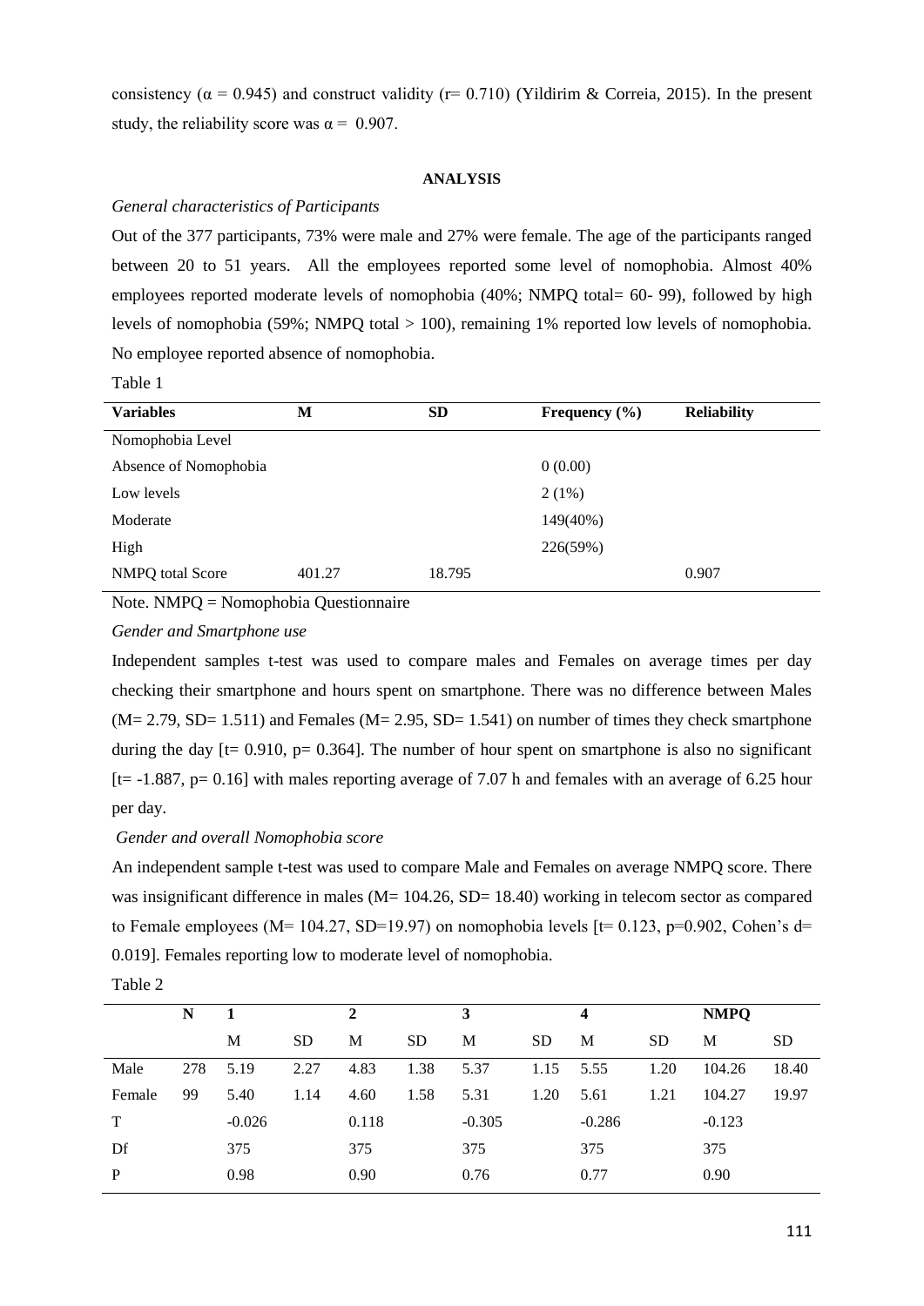consistency (α = 0.945) and construct validity (r= 0.710) (Yildirim & Correia, 2015). In the present study, the reliability score was α = 0.907.

## ANALYSIS

*General characteristics of Participants*

Out of the 377 participants, 73% were male and 27% were female. The age of the participants ranged between 20 to 51 years. All the employees reported some level of nomophobia. Almost 40% employees reported moderate levels of nomophobia (40%; NMPQ total= 60- 99), followed by high levels of nomophobia (59%; NMPQ total > 100), remaining 1% reported low levels of nomophobia. No employee reported absence of nomophobia.

Table 1

| Variables | M | SD | Frequency (%) | Reliability |
|---|---|---|---|---|
| Nomophobia Level | | | | |
| Absence of Nomophobia | | | 0 (0.00) | |
| Low levels | | | 2 (1%) | |
| Moderate | | | 149(40%) | |
| High | | | 226(59%) | |
| NMPQ total Score | 401.27 | 18.795 | | 0.907 |

Note. NMPQ = Nomophobia Questionnaire

*Gender and Smartphone use*

Independent samples t-test was used to compare males and Females on average times per day checking their smartphone and hours spent on smartphone. There was no difference between Males (M= 2.79, SD= 1.511) and Females (M= 2.95, SD= 1.541) on number of times they check smartphone during the day [t= 0.910, p= 0.364]. The number of hour spent on smartphone is also no significant [t= -1.887, p= 0.16] with males reporting average of 7.07 h and females with an average of 6.25 hour per day.

*Gender and overall Nomophobia score*

An independent sample t-test was used to compare Male and Females on average NMPQ score. There was insignificant difference in males (M= 104.26, SD= 18.40) working in telecom sector as compared to Female employees (M= 104.27, SD=19.97) on nomophobia levels [t= 0.123, p=0.902, Cohen's d= 0.019]. Females reporting low to moderate level of nomophobia.

Table 2

| | N | 1 | | 2 | | 3 | | 4 | | NMPQ | |
|---|---|---|---|---|---|---|---|---|---|---|---|
| | | M | SD | M | SD | M | SD | M | SD | M | SD |
| Male | 278 | 5.19 | 2.27 | 4.83 | 1.38 | 5.37 | 1.15 | 5.55 | 1.20 | 104.26 | 18.40 |
| Female | 99 | 5.40 | 1.14 | 4.60 | 1.58 | 5.31 | 1.20 | 5.61 | 1.21 | 104.27 | 19.97 |
| T | | -0.026 | | 0.118 | | -0.305 | | -0.286 | | -0.123 | |
| Df | | 375 | | 375 | | 375 | | 375 | | 375 | |
| P | | 0.98 | | 0.90 | | 0.76 | | 0.77 | | 0.90 | |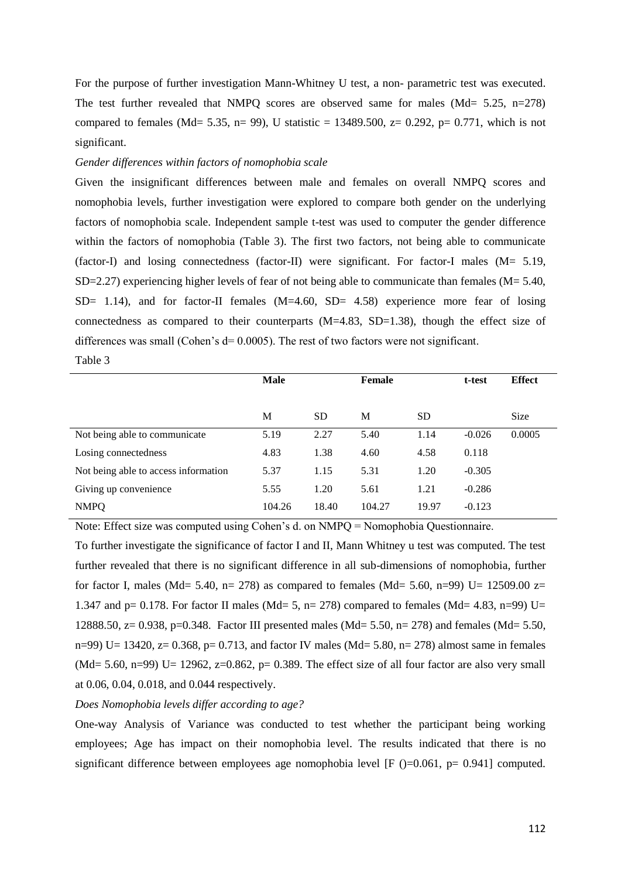For the purpose of further investigation Mann-Whitney U test, a non- parametric test was executed. The test further revealed that NMPQ scores are observed same for males (Md= 5.25, n=278) compared to females (Md= 5.35, n= 99), U statistic = 13489.500, z= 0.292, p= 0.771, which is not significant.

*Gender differences within factors of nomophobia scale*

Given the insignificant differences between male and females on overall NMPQ scores and nomophobia levels, further investigation were explored to compare both gender on the underlying factors of nomophobia scale. Independent sample t-test was used to computer the gender difference within the factors of nomophobia (Table 3). The first two factors, not being able to communicate (factor-I) and losing connectedness (factor-II) were significant. For factor-I males (M= 5.19, SD=2.27) experiencing higher levels of fear of not being able to communicate than females (M= 5.40, SD= 1.14), and for factor-II females (M=4.60, SD= 4.58) experience more fear of losing connectedness as compared to their counterparts (M=4.83, SD=1.38), though the effect size of differences was small (Cohen's d= 0.0005). The rest of two factors were not significant.

Table 3

| | **Male** | | **Female** | | **t-test** | **Effect** |
|---|---|---|---|---|---|---|
| | M | SD | M | SD | | Size |
| Not being able to communicate | 5.19 | 2.27 | 5.40 | 1.14 | -0.026 | 0.0005 |
| Losing connectedness | 4.83 | 1.38 | 4.60 | 4.58 | 0.118 | |
| Not being able to access information | 5.37 | 1.15 | 5.31 | 1.20 | -0.305 | |
| Giving up convenience | 5.55 | 1.20 | 5.61 | 1.21 | -0.286 | |
| NMPQ | 104.26 | 18.40 | 104.27 | 19.97 | -0.123 | |

Note: Effect size was computed using Cohen's d. on NMPQ = Nomophobia Questionnaire.

To further investigate the significance of factor I and II, Mann Whitney u test was computed. The test further revealed that there is no significant difference in all sub-dimensions of nomophobia, further for factor I, males (Md= 5.40, n= 278) as compared to females (Md= 5.60, n=99) U= 12509.00 z= 1.347 and p= 0.178. For factor II males (Md= 5, n= 278) compared to females (Md= 4.83, n=99) U= 12888.50, z= 0.938, p=0.348. Factor III presented males (Md= 5.50, n= 278) and females (Md= 5.50, n=99) U= 13420, z= 0.368, p= 0.713, and factor IV males (Md= 5.80, n= 278) almost same in females (Md= 5.60, n=99) U= 12962, z=0.862, p= 0.389. The effect size of all four factor are also very small at 0.06, 0.04, 0.018, and 0.044 respectively.

*Does Nomophobia levels differ according to age?*

One-way Analysis of Variance was conducted to test whether the participant being working employees; Age has impact on their nomophobia level. The results indicated that there is no significant difference between employees age nomophobia level [F ()=0.061, p= 0.941] computed.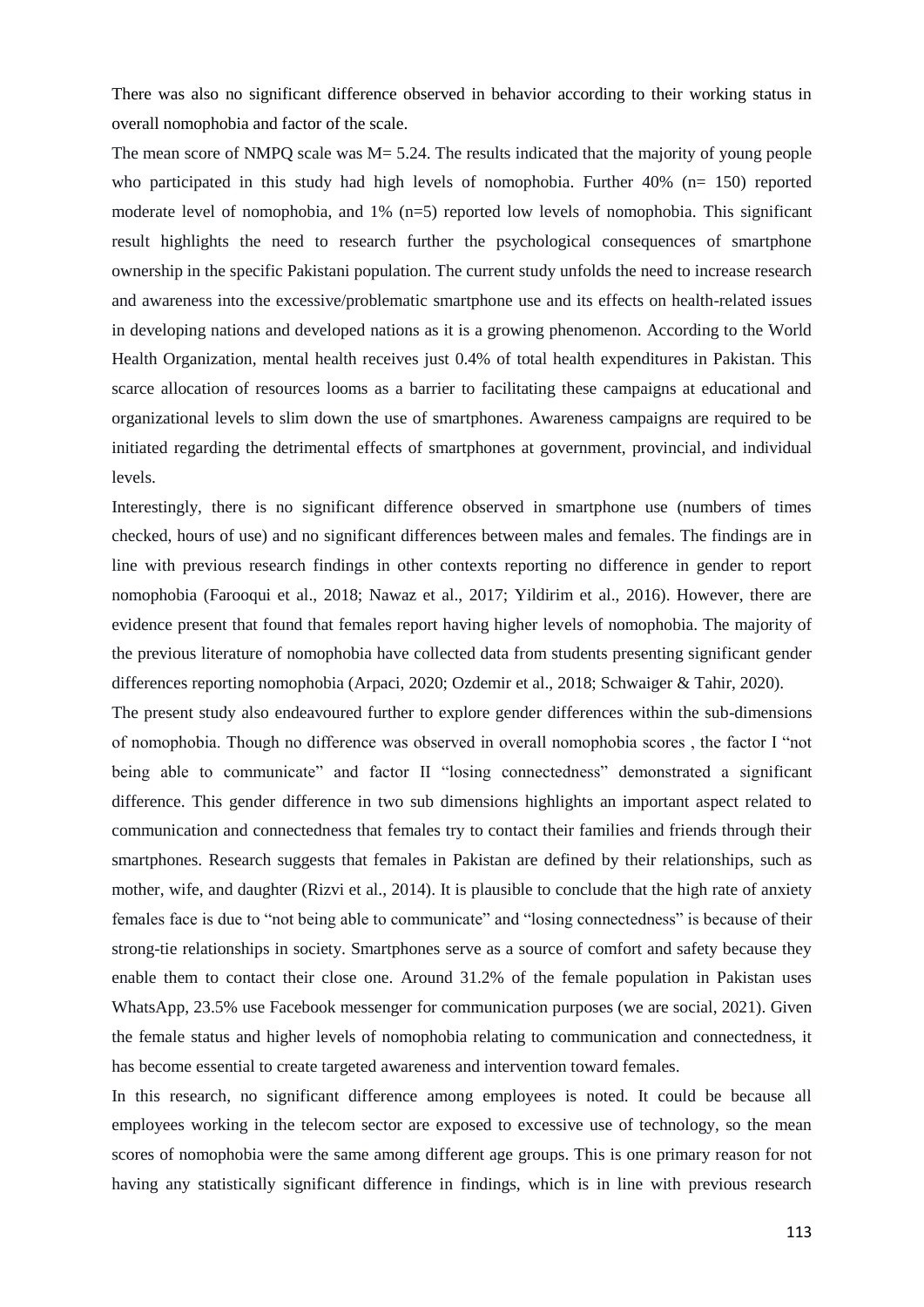There was also no significant difference observed in behavior according to their working status in overall nomophobia and factor of the scale.

The mean score of NMPQ scale was M= 5.24. The results indicated that the majority of young people who participated in this study had high levels of nomophobia. Further 40% (n= 150) reported moderate level of nomophobia, and 1% (n=5) reported low levels of nomophobia. This significant result highlights the need to research further the psychological consequences of smartphone ownership in the specific Pakistani population. The current study unfolds the need to increase research and awareness into the excessive/problematic smartphone use and its effects on health-related issues in developing nations and developed nations as it is a growing phenomenon. According to the World Health Organization, mental health receives just 0.4% of total health expenditures in Pakistan. This scarce allocation of resources looms as a barrier to facilitating these campaigns at educational and organizational levels to slim down the use of smartphones. Awareness campaigns are required to be initiated regarding the detrimental effects of smartphones at government, provincial, and individual levels.

Interestingly, there is no significant difference observed in smartphone use (numbers of times checked, hours of use) and no significant differences between males and females. The findings are in line with previous research findings in other contexts reporting no difference in gender to report nomophobia (Farooqui et al., 2018; Nawaz et al., 2017; Yildirim et al., 2016). However, there are evidence present that found that females report having higher levels of nomophobia. The majority of the previous literature of nomophobia have collected data from students presenting significant gender differences reporting nomophobia (Arpaci, 2020; Ozdemir et al., 2018; Schwaiger & Tahir, 2020).

The present study also endeavoured further to explore gender differences within the sub-dimensions of nomophobia. Though no difference was observed in overall nomophobia scores , the factor I "not being able to communicate" and factor II "losing connectedness" demonstrated a significant difference. This gender difference in two sub dimensions highlights an important aspect related to communication and connectedness that females try to contact their families and friends through their smartphones. Research suggests that females in Pakistan are defined by their relationships, such as mother, wife, and daughter (Rizvi et al., 2014). It is plausible to conclude that the high rate of anxiety females face is due to "not being able to communicate" and "losing connectedness" is because of their strong-tie relationships in society. Smartphones serve as a source of comfort and safety because they enable them to contact their close one. Around 31.2% of the female population in Pakistan uses WhatsApp, 23.5% use Facebook messenger for communication purposes (we are social, 2021). Given the female status and higher levels of nomophobia relating to communication and connectedness, it has become essential to create targeted awareness and intervention toward females.

In this research, no significant difference among employees is noted. It could be because all employees working in the telecom sector are exposed to excessive use of technology, so the mean scores of nomophobia were the same among different age groups. This is one primary reason for not having any statistically significant difference in findings, which is in line with previous research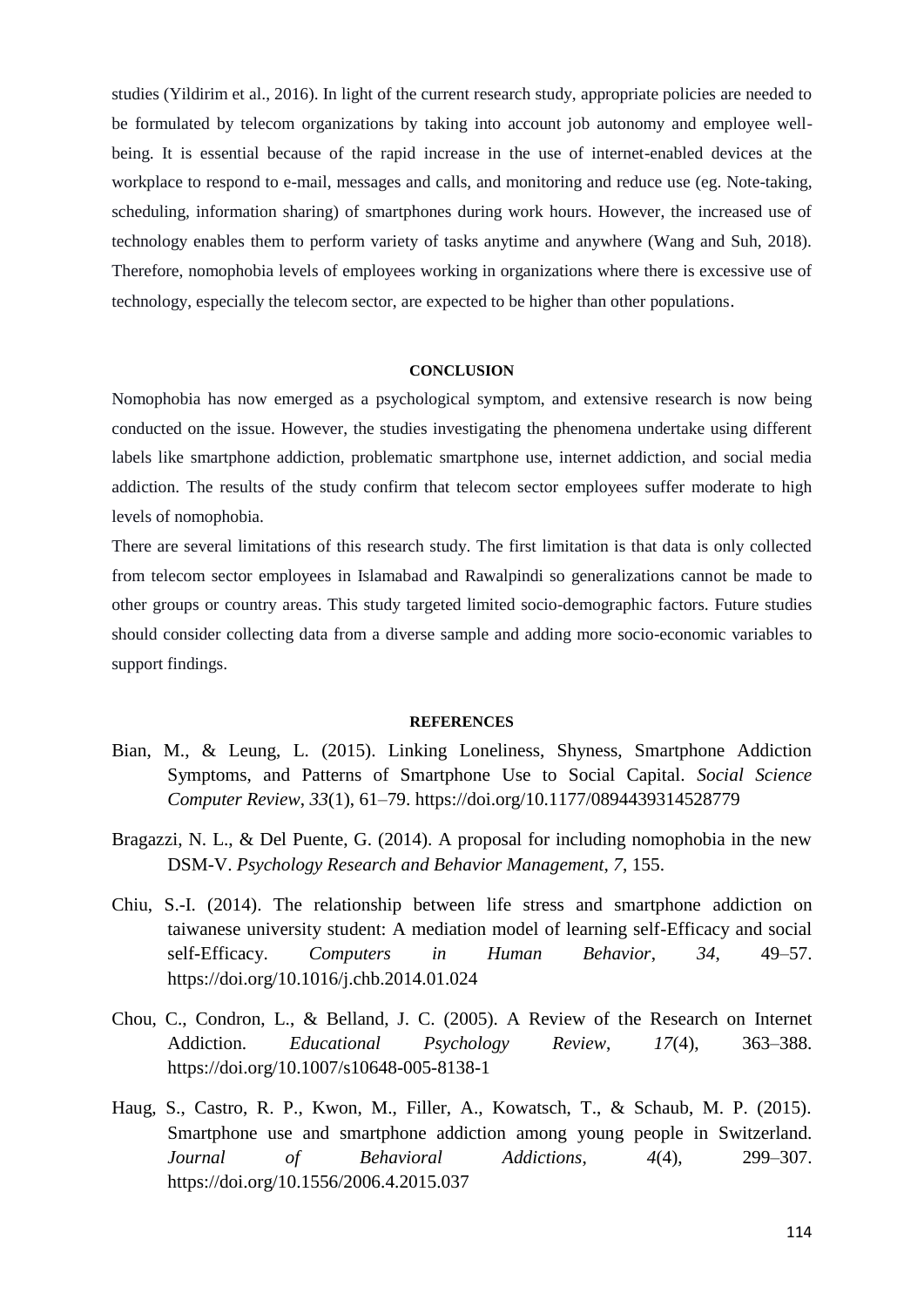studies (Yildirim et al., 2016). In light of the current research study, appropriate policies are needed to be formulated by telecom organizations by taking into account job autonomy and employee well-being. It is essential because of the rapid increase in the use of internet-enabled devices at the workplace to respond to e-mail, messages and calls, and monitoring and reduce use (eg. Note-taking, scheduling, information sharing) of smartphones during work hours. However, the increased use of technology enables them to perform variety of tasks anytime and anywhere (Wang and Suh, 2018). Therefore, nomophobia levels of employees working in organizations where there is excessive use of technology, especially the telecom sector, are expected to be higher than other populations.

## CONCLUSION

Nomophobia has now emerged as a psychological symptom, and extensive research is now being conducted on the issue. However, the studies investigating the phenomena undertake using different labels like smartphone addiction, problematic smartphone use, internet addiction, and social media addiction. The results of the study confirm that telecom sector employees suffer moderate to high levels of nomophobia.

There are several limitations of this research study. The first limitation is that data is only collected from telecom sector employees in Islamabad and Rawalpindi so generalizations cannot be made to other groups or country areas. This study targeted limited socio-demographic factors. Future studies should consider collecting data from a diverse sample and adding more socio-economic variables to support findings.

## REFERENCES

Bian, M., & Leung, L. (2015). Linking Loneliness, Shyness, Smartphone Addiction Symptoms, and Patterns of Smartphone Use to Social Capital. *Social Science Computer Review*, *33*(1), 61–79. https://doi.org/10.1177/0894439314528779

Bragazzi, N. L., & Del Puente, G. (2014). A proposal for including nomophobia in the new DSM-V. *Psychology Research and Behavior Management*, *7*, 155.

Chiu, S.-I. (2014). The relationship between life stress and smartphone addiction on taiwanese university student: A mediation model of learning self-Efficacy and social self-Efficacy. *Computers in Human Behavior*, *34*, 49–57. https://doi.org/10.1016/j.chb.2014.01.024

Chou, C., Condron, L., & Belland, J. C. (2005). A Review of the Research on Internet Addiction. *Educational Psychology Review*, *17*(4), 363–388. https://doi.org/10.1007/s10648-005-8138-1

Haug, S., Castro, R. P., Kwon, M., Filler, A., Kowatsch, T., & Schaub, M. P. (2015). Smartphone use and smartphone addiction among young people in Switzerland. *Journal of Behavioral Addictions*, *4*(4), 299–307. https://doi.org/10.1556/2006.4.2015.037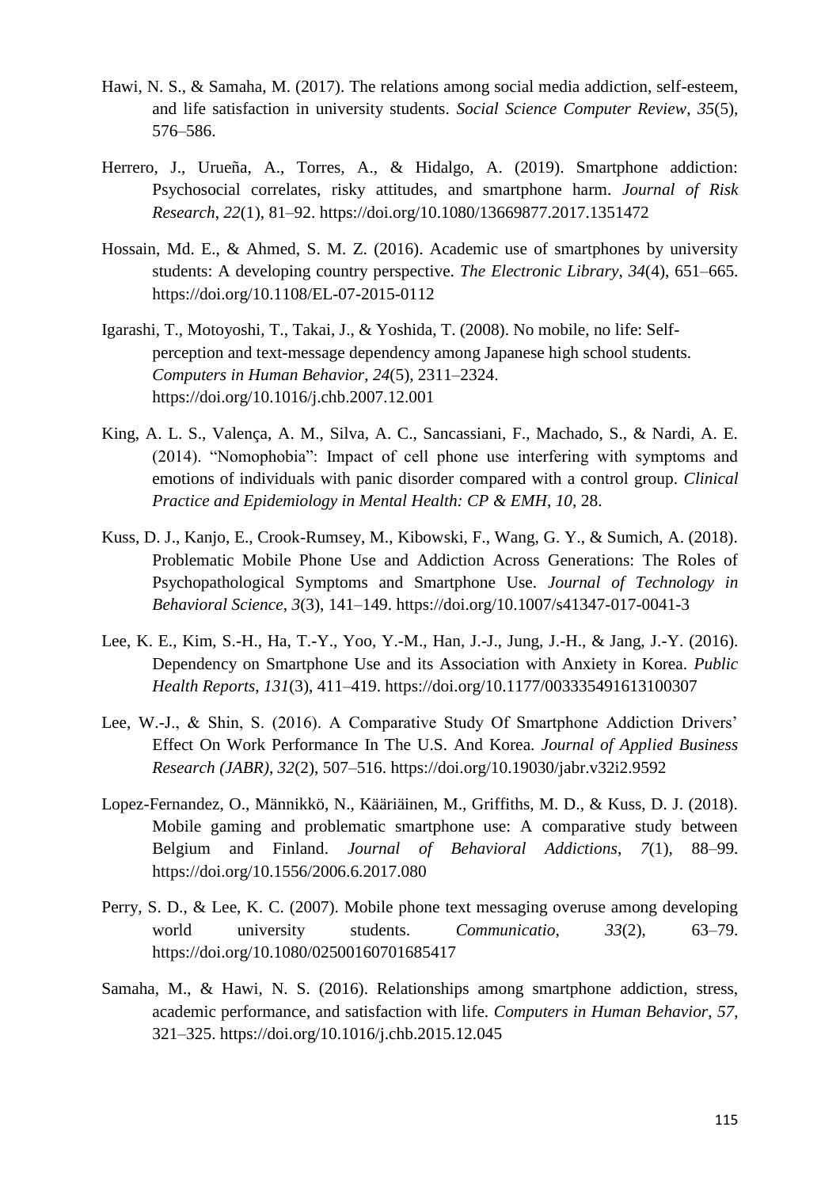Hawi, N. S., & Samaha, M. (2017). The relations among social media addiction, self-esteem, and life satisfaction in university students. *Social Science Computer Review*, *35*(5), 576–586.

Herrero, J., Urueña, A., Torres, A., & Hidalgo, A. (2019). Smartphone addiction: Psychosocial correlates, risky attitudes, and smartphone harm. *Journal of Risk Research*, *22*(1), 81–92. https://doi.org/10.1080/13669877.2017.1351472

Hossain, Md. E., & Ahmed, S. M. Z. (2016). Academic use of smartphones by university students: A developing country perspective. *The Electronic Library*, *34*(4), 651–665. https://doi.org/10.1108/EL-07-2015-0112

Igarashi, T., Motoyoshi, T., Takai, J., & Yoshida, T. (2008). No mobile, no life: Self-perception and text-message dependency among Japanese high school students. *Computers in Human Behavior*, *24*(5), 2311–2324. https://doi.org/10.1016/j.chb.2007.12.001

King, A. L. S., Valença, A. M., Silva, A. C., Sancassiani, F., Machado, S., & Nardi, A. E. (2014). "Nomophobia": Impact of cell phone use interfering with symptoms and emotions of individuals with panic disorder compared with a control group. *Clinical Practice and Epidemiology in Mental Health: CP & EMH*, *10*, 28.

Kuss, D. J., Kanjo, E., Crook-Rumsey, M., Kibowski, F., Wang, G. Y., & Sumich, A. (2018). Problematic Mobile Phone Use and Addiction Across Generations: The Roles of Psychopathological Symptoms and Smartphone Use. *Journal of Technology in Behavioral Science*, *3*(3), 141–149. https://doi.org/10.1007/s41347-017-0041-3

Lee, K. E., Kim, S.-H., Ha, T.-Y., Yoo, Y.-M., Han, J.-J., Jung, J.-H., & Jang, J.-Y. (2016). Dependency on Smartphone Use and its Association with Anxiety in Korea. *Public Health Reports*, *131*(3), 411–419. https://doi.org/10.1177/003335491613100307

Lee, W.-J., & Shin, S. (2016). A Comparative Study Of Smartphone Addiction Drivers' Effect On Work Performance In The U.S. And Korea. *Journal of Applied Business Research (JABR)*, *32*(2), 507–516. https://doi.org/10.19030/jabr.v32i2.9592

Lopez-Fernandez, O., Männikkö, N., Kääriäinen, M., Griffiths, M. D., & Kuss, D. J. (2018). Mobile gaming and problematic smartphone use: A comparative study between Belgium and Finland. *Journal of Behavioral Addictions*, *7*(1), 88–99. https://doi.org/10.1556/2006.6.2017.080

Perry, S. D., & Lee, K. C. (2007). Mobile phone text messaging overuse among developing world university students. *Communicatio*, *33*(2), 63–79. https://doi.org/10.1080/02500160701685417

Samaha, M., & Hawi, N. S. (2016). Relationships among smartphone addiction, stress, academic performance, and satisfaction with life. *Computers in Human Behavior*, *57*, 321–325. https://doi.org/10.1016/j.chb.2015.12.045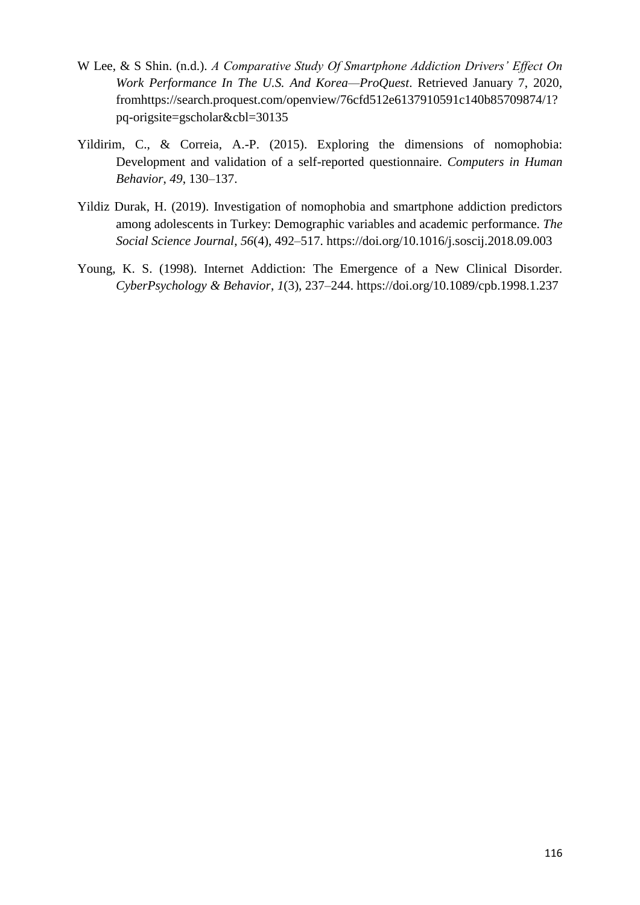W Lee, & S Shin. (n.d.). *A Comparative Study Of Smartphone Addiction Drivers' Effect On Work Performance In The U.S. And Korea—ProQuest*. Retrieved January 7, 2020, fromhttps://search.proquest.com/openview/76cfd512e6137910591c140b85709874/1?pq-origsite=gscholar&cbl=30135

Yildirim, C., & Correia, A.-P. (2015). Exploring the dimensions of nomophobia: Development and validation of a self-reported questionnaire. *Computers in Human Behavior*, *49*, 130–137.

Yildiz Durak, H. (2019). Investigation of nomophobia and smartphone addiction predictors among adolescents in Turkey: Demographic variables and academic performance. *The Social Science Journal*, *56*(4), 492–517. https://doi.org/10.1016/j.soscij.2018.09.003

Young, K. S. (1998). Internet Addiction: The Emergence of a New Clinical Disorder. *CyberPsychology & Behavior*, *1*(3), 237–244. https://doi.org/10.1089/cpb.1998.1.237